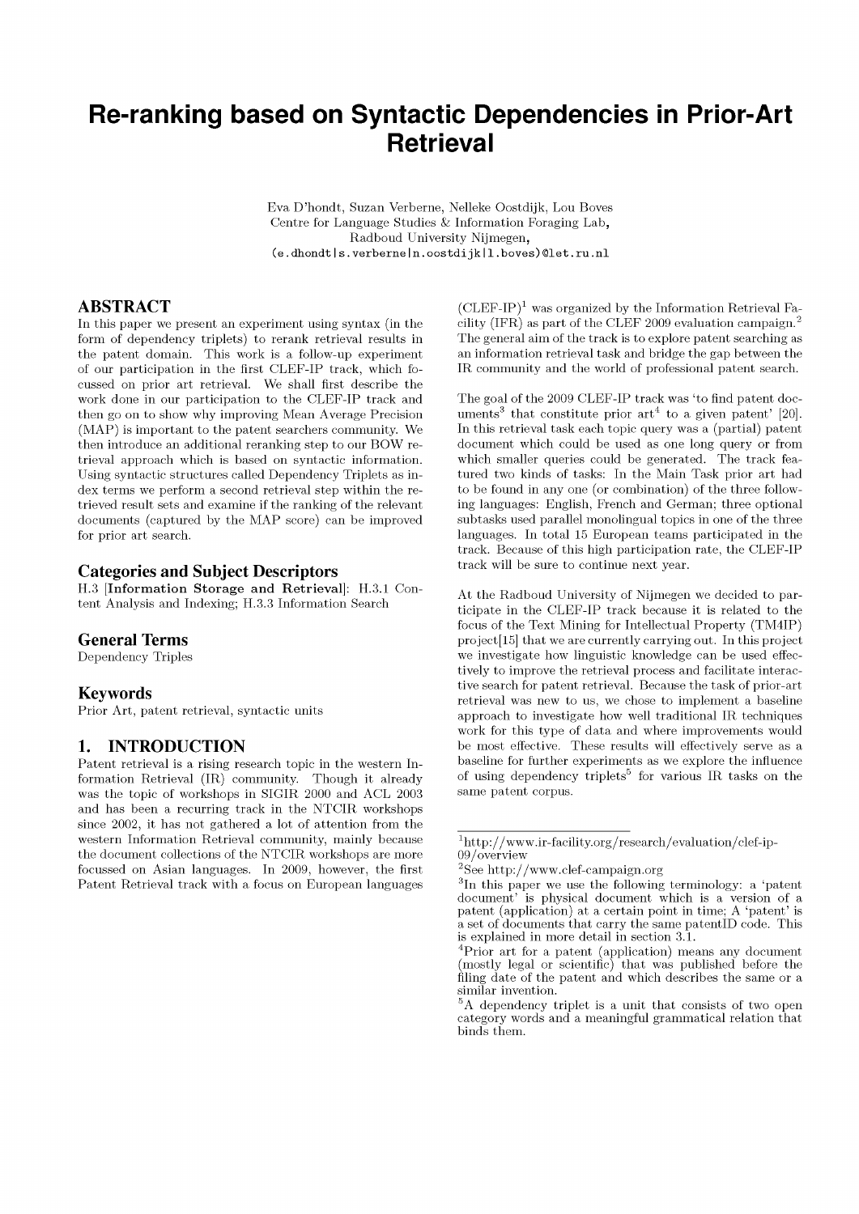# Re-ranking based on Syntactic Dependencies in Prior-Art Retrieval

Eva D'hondt, Suzan Verberne, Nelleke Oostdijk, Lou Boves
Centre for Language Studies & Information Foraging Lab,
Radboud University Nijmegen,
(e.dhondt|s.verberne|n.oostdijk|l.boves)@let.ru.nl

## ABSTRACT

In this paper we present an experiment using syntax (in the form of dependency triplets) to rerank retrieval results in the patent domain. This work is a follow-up experiment of our participation in the first CLEF-IP track, which focussed on prior art retrieval. We shall first describe the work done in our participation to the CLEF-IP track and then go on to show why improving Mean Average Precision (MAP) is important to the patent searchers community. We then introduce an additional reranking step to our BOW retrieval approach which is based on syntactic information. Using syntactic structures called Dependency Triplets as index terms we perform a second retrieval step within the retrieved result sets and examine if the ranking of the relevant documents (captured by the MAP score) can be improved for prior art search.

### Categories and Subject Descriptors

H.3 [**Information Storage and Retrieval**]: H.3.1 Content Analysis and Indexing; H.3.3 Information Search

### General Terms

Dependency Triples

### Keywords

Prior Art, patent retrieval, syntactic units

## 1. INTRODUCTION

Patent retrieval is a rising research topic in the western Information Retrieval (IR) community. Though it already was the topic of workshops in SIGIR 2000 and ACL 2003 and has been a recurring track in the NTCIR workshops since 2002, it has not gathered a lot of attention from the western Information Retrieval community, mainly because the document collections of the NTCIR workshops are more focussed on Asian languages. In 2009, however, the first Patent Retrieval track with a focus on European languages (CLEF-IP)[1] was organized by the Information Retrieval Facility (IFR) as part of the CLEF 2009 evaluation campaign.[2] The general aim of the track is to explore patent searching as an information retrieval task and bridge the gap between the IR community and the world of professional patent search.

The goal of the 2009 CLEF-IP track was 'to find patent documents[3] that constitute prior art[4] to a given patent' [20]. In this retrieval task each topic query was a (partial) patent document which could be used as one long query or from which smaller queries could be generated. The track featured two kinds of tasks: In the Main Task prior art had to be found in any one (or combination) of the three following languages: English, French and German; three optional subtasks used parallel monolingual topics in one of the three languages. In total 15 European teams participated in the track. Because of this high participation rate, the CLEF-IP track will be sure to continue next year.

At the Radboud University of Nijmegen we decided to participate in the CLEF-IP track because it is related to the focus of the Text Mining for Intellectual Property (TM4IP) project[15] that we are currently carrying out. In this project we investigate how linguistic knowledge can be used effectively to improve the retrieval process and facilitate interactive search for patent retrieval. Because the task of prior-art retrieval was new to us, we chose to implement a baseline approach to investigate how well traditional IR techniques work for this type of data and where improvements would be most effective. These results will effectively serve as a baseline for further experiments as we explore the influence of using dependency triplets[5] for various IR tasks on the same patent corpus.

---

[1] http://www.ir-facility.org/research/evaluation/clef-ip-09/overview

[2] See http://www.clef-campaign.org

[3] In this paper we use the following terminology: a 'patent document' is physical document which is a version of a patent (application) at a certain point in time; A 'patent' is a set of documents that carry the same patentID code. This is explained in more detail in section 3.1.

[4] Prior art for a patent (application) means any document (mostly legal or scientific) that was published before the filing date of the patent and which describes the same or a similar invention.

[5] A dependency triplet is a unit that consists of two open category words and a meaningful grammatical relation that binds them.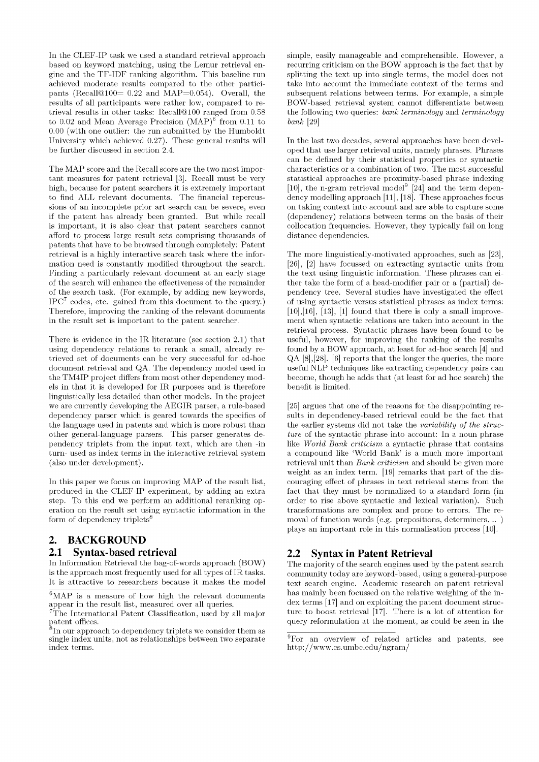In the CLEF-IP task we used a standard retrieval approach based on keyword matching, using the Lemur retrieval engine and the TF-IDF ranking algorithm. This baseline run achieved moderate results compared to the other participants (Recall@100= 0.22 and MAP=0.054). Overall, the results of all participants were rather low, compared to retrieval results in other tasks: Recall@100 ranged from 0.58 to 0.02 and Mean Average Precision (MAP)[6] from 0.11 to 0.00 (with one outlier: the run submitted by the Humboldt University which achieved 0.27). These general results will be further discussed in section 2.4.

The MAP score and the Recall score are the two most important measures for patent retrieval [3]. Recall must be very high, because for patent searchers it is extremely important to find ALL relevant documents. The financial repercussions of an incomplete prior art search can be severe, even if the patent has already been granted. But while recall is important, it is also clear that patent searchers cannot afford to process large result sets comprising thousands of patents that have to be browsed through completely: Patent retrieval is a highly interactive search task where the information need is constantly modified throughout the search. Finding a particularly relevant document at an early stage of the search will enhance the effectiveness of the remainder of the search task. (For example, by adding new keywords, IPC[7] codes, etc. gained from this document to the query.) Therefore, improving the ranking of the relevant documents in the result set is important to the patent searcher.

There is evidence in the IR literature (see section 2.1) that using dependency relations to rerank a small, already retrieved set of documents can be very successful for ad-hoc document retrieval and QA. The dependency model used in the TM4IP project differs from most other dependency models in that it is developed for IR purposes and is therefore linguistically less detailed than other models. In the project we are currently developing the AEGIR parser, a rule-based dependency parser which is geared towards the specifics of the language used in patents and which is more robust than other general-language parsers. This parser generates dependency triplets from the input text, which are then -in turn- used as index terms in the interactive retrieval system (also under development).

In this paper we focus on improving MAP of the result list, produced in the CLEF-IP experiment, by adding an extra step. To this end we perform an additional reranking operation on the result set using syntactic information in the form of dependency triplets[8]

## 2. BACKGROUND

### 2.1 Syntax-based retrieval

In Information Retrieval the bag-of-words approach (BOW) is the approach most frequently used for all types of IR tasks. It is attractive to researchers because it makes the model simple, easily manageable and comprehensible. However, a recurring criticism on the BOW approach is the fact that by splitting the text up into single terms, the model does not take into account the immediate context of the terms and subsequent relations between terms. For example, a simple BOW-based retrieval system cannot differentiate between the following two queries: *bank terminology* and *terminology bank* [29]

In the last two decades, several approaches have been developed that use larger retrieval units, namely phrases. Phrases can be defined by their statistical properties or syntactic characteristics or a combination of two. The most successful statistical approaches are proximity-based phrase indexing [10], the n-gram retrieval model[9] [24] and the term dependency modelling approach [11], [18]. These approaches focus on taking context into account and are able to capture some (dependency) relations between terms on the basis of their collocation frequencies. However, they typically fail on long distance dependencies.

The more linguistically-motivated approaches, such as [23], [26], [2] have focussed on extracting syntactic units from the text using linguistic information. These phrases can either take the form of a head-modifier pair or a (partial) dependency tree. Several studies have investigated the effect of using syntactic versus statistical phrases as index terms: [10],[16], [13], [1] found that there is only a small improvement when syntactic relations are taken into account in the retrieval process. Syntactic phrases have been found to be useful, however, for improving the ranking of the results found by a BOW approach, at least for ad-hoc search [4] and QA [8],[28]. [6] reports that the longer the queries, the more useful NLP techniques like extracting dependency pairs can become, though he adds that (at least for ad hoc search) the benefit is limited.

[25] argues that one of the reasons for the disappointing results in dependency-based retrieval could be the fact that the earlier systems did not take the *variability of the structure* of the syntactic phrase into account: In a noun phrase like *World Bank criticism* a syntactic phrase that contains a compound like 'World Bank' is a much more important retrieval unit than *Bank criticism* and should be given more weight as an index term. [19] remarks that part of the discouraging effect of phrases in text retrieval stems from the fact that they must be normalized to a standard form (in order to rise above syntactic and lexical variation). Such transformations are complex and prone to errors. The removal of function words (e.g. prepositions, determiners, .. ) plays an important role in this normalisation process [10].

### 2.2 Syntax in Patent Retrieval

The majority of the search engines used by the patent search community today are keyword-based, using a general-purpose text search engine. Academic research on patent retrieval has mainly been focussed on the relative weighing of the index terms [17] and on exploiting the patent document structure to boost retrieval [17]. There is a lot of attention for query reformulation at the moment, as could be seen in the

[6] MAP is a measure of how high the relevant documents appear in the result list, measured over all queries.

[7] The International Patent Classification, used by all major patent offices.

[8] In our approach to dependency triplets we consider them as single index units, not as relationships between two separate index terms.

[9] For an overview of related articles and patents, see http://www.cs.umbc.edu/ngram/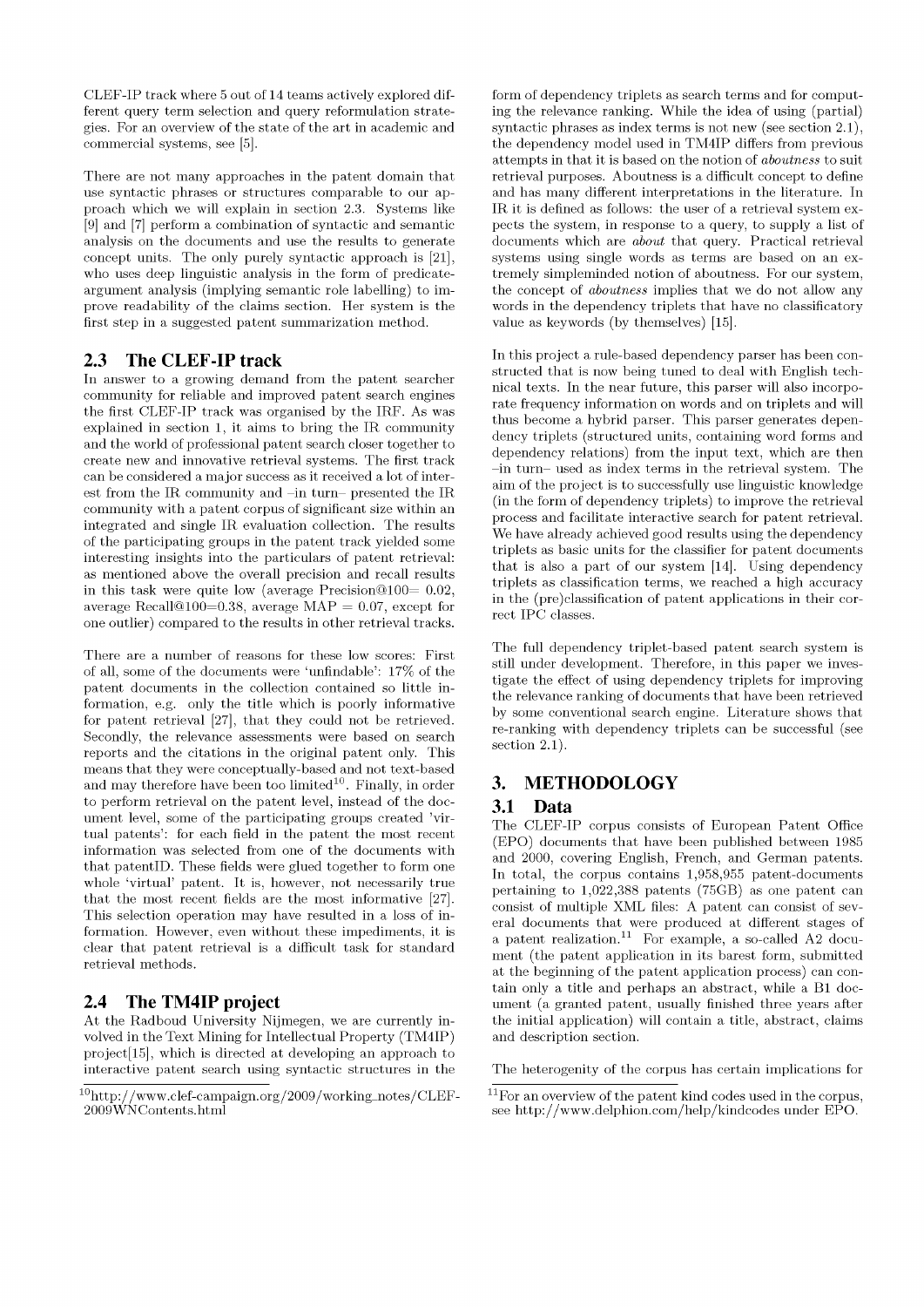CLEF-IP track where 5 out of 14 teams actively explored different query term selection and query reformulation strategies. For an overview of the state of the art in academic and commercial systems, see [5].

There are not many approaches in the patent domain that use syntactic phrases or structures comparable to our approach which we will explain in section 2.3. Systems like [9] and [7] perform a combination of syntactic and semantic analysis on the documents and use the results to generate concept units. The only purely syntactic approach is [21], who uses deep linguistic analysis in the form of predicate-argument analysis (implying semantic role labelling) to improve readability of the claims section. Her system is the first step in a suggested patent summarization method.

## 2.3 The CLEF-IP track

In answer to a growing demand from the patent searcher community for reliable and improved patent search engines the first CLEF-IP track was organised by the IRF. As was explained in section 1, it aims to bring the IR community and the world of professional patent search closer together to create new and innovative retrieval systems. The first track can be considered a major success as it received a lot of interest from the IR community and –in turn– presented the IR community with a patent corpus of significant size within an integrated and single IR evaluation collection. The results of the participating groups in the patent track yielded some interesting insights into the particulars of patent retrieval: as mentioned above the overall precision and recall results in this task were quite low (average Precision@100= 0.02, average Recall@100=0.38, average MAP = 0.07, except for one outlier) compared to the results in other retrieval tracks.

There are a number of reasons for these low scores: First of all, some of the documents were 'unfindable': 17% of the patent documents in the collection contained so little information, e.g. only the title which is poorly informative for patent retrieval [27], that they could not be retrieved. Secondly, the relevance assessments were based on search reports and the citations in the original patent only. This means that they were conceptually-based and not text-based and may therefore have been too limited[10]. Finally, in order to perform retrieval on the patent level, instead of the document level, some of the participating groups created 'virtual patents': for each field in the patent the most recent information was selected from one of the documents with that patentID. These fields were glued together to form one whole 'virtual' patent. It is, however, not necessarily true that the most recent fields are the most informative [27]. This selection operation may have resulted in a loss of information. However, even without these impediments, it is clear that patent retrieval is a difficult task for standard retrieval methods.

## 2.4 The TM4IP project

At the Radboud University Nijmegen, we are currently involved in the Text Mining for Intellectual Property (TM4IP) project[15], which is directed at developing an approach to interactive patent search using syntactic structures in the form of dependency triplets as search terms and for computing the relevance ranking. While the idea of using (partial) syntactic phrases as index terms is not new (see section 2.1), the dependency model used in TM4IP differs from previous attempts in that it is based on the notion of *aboutness* to suit retrieval purposes. Aboutness is a difficult concept to define and has many different interpretations in the literature. In IR it is defined as follows: the user of a retrieval system expects the system, in response to a query, to supply a list of documents which are *about* that query. Practical retrieval systems using single words as terms are based on an extremely simpleminded notion of aboutness. For our system, the concept of *aboutness* implies that we do not allow any words in the dependency triplets that have no classificatory value as keywords (by themselves) [15].

In this project a rule-based dependency parser has been constructed that is now being tuned to deal with English technical texts. In the near future, this parser will also incorporate frequency information on words and on triplets and will thus become a hybrid parser. This parser generates dependency triplets (structured units, containing word forms and dependency relations) from the input text, which are then –in turn– used as index terms in the retrieval system. The aim of the project is to successfully use linguistic knowledge (in the form of dependency triplets) to improve the retrieval process and facilitate interactive search for patent retrieval. We have already achieved good results using the dependency triplets as basic units for the classifier for patent documents that is also a part of our system [14]. Using dependency triplets as classification terms, we reached a high accuracy in the (pre)classification of patent applications in their correct IPC classes.

The full dependency triplet-based patent search system is still under development. Therefore, in this paper we investigate the effect of using dependency triplets for improving the relevance ranking of documents that have been retrieved by some conventional search engine. Literature shows that re-ranking with dependency triplets can be successful (see section 2.1).

# 3. METHODOLOGY

## 3.1 Data

The CLEF-IP corpus consists of European Patent Office (EPO) documents that have been published between 1985 and 2000, covering English, French, and German patents. In total, the corpus contains 1,958,955 patent-documents pertaining to 1,022,388 patents (75GB) as one patent can consist of multiple XML files: A patent can consist of several documents that were produced at different stages of a patent realization.[11] For example, a so-called A2 document (the patent application in its barest form, submitted at the beginning of the patent application process) can contain only a title and perhaps an abstract, while a B1 document (a granted patent, usually finished three years after the initial application) will contain a title, abstract, claims and description section.

The heterogenity of the corpus has certain implications for

[10] http://www.clef-campaign.org/2009/working_notes/CLEF-2009WNContents.html

[11] For an overview of the patent kind codes used in the corpus, see http://www.delphion.com/help/kindcodes under EPO.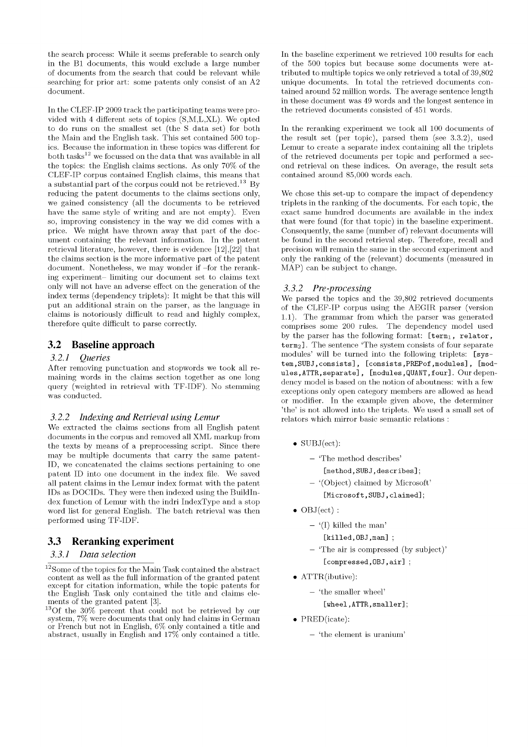the search process: While it seems preferable to search only in the B1 documents, this would exclude a large number of documents from the search that could be relevant while searching for prior art: some patents only consist of an A2 document.

In the CLEF-IP 2009 track the participating teams were provided with 4 different sets of topics (S,M,L,XL). We opted to do runs on the smallest set (the S data set) for both the Main and the English task. This set contained 500 topics. Because the information in these topics was different for both tasks[12] we focussed on the data that was available in all the topics: the English claims sections. As only 70% of the CLEF-IP corpus contained English claims, this means that a substantial part of the corpus could not be retrieved.[13] By reducing the patent documents to the claims sections only, we gained consistency (all the documents to be retrieved have the same style of writing and are not empty). Even so, improving consistency in the way we did comes with a price. We might have thrown away that part of the document containing the relevant information. In the patent retrieval literature, however, there is evidence [12],[22] that the claims section is the more informative part of the patent document. Nonetheless, we may wonder if –for the reranking experiment– limiting our document set to claims text only will not have an adverse effect on the generation of the index terms (dependency triplets): It might be that this will put an additional strain on the parser, as the language in claims is notoriously difficult to read and highly complex, therefore quite difficult to parse correctly.

## 3.2 Baseline approach

### 3.2.1 *Queries*

After removing punctuation and stopwords we took all remaining words in the claims section together as one long query (weighted in retrieval with TF-IDF). No stemming was conducted.

### 3.2.2 *Indexing and Retrieval using Lemur*

We extracted the claims sections from all English patent documents in the corpus and removed all XML markup from the texts by means of a preprocessing script. Since there may be multiple documents that carry the same patent-ID, we concatenated the claims sections pertaining to one patent ID into one document in the index file. We saved all patent claims in the Lemur index format with the patent IDs as DOCIDs. They were then indexed using the BuildIndex function of Lemur with the indri IndexType and a stop word list for general English. The batch retrieval was then performed using TF-IDF.

## 3.3 Reranking experiment

### 3.3.1 *Data selection*

In the baseline experiment we retrieved 100 results for each of the 500 topics but because some documents were attributed to multiple topics we only retrieved a total of 39,802 unique documents. In total the retrieved documents contained around 52 million words. The average sentence length in these document was 49 words and the longest sentence in the retrieved documents consisted of 451 words.

In the reranking experiment we took all 100 documents of the result set (per topic), parsed them (see 3.3.2), used Lemur to create a separate index containing all the triplets of the retrieved documents per topic and performed a second retrieval on these indices. On average, the result sets contained around 85,000 words each.

We chose this set-up to compare the impact of dependency triplets in the ranking of the documents. For each topic, the exact same hundred documents are available in the index that were found (for that topic) in the baseline experiment. Consequently, the same (number of) relevant documents will be found in the second retrieval step. Therefore, recall and precision will remain the same in the second experiment and only the ranking of the (relevant) documents (measured in MAP) can be subject to change.

### 3.3.2 *Pre-processing*

We parsed the topics and the 39,802 retrieved documents of the CLEF-IP corpus using the AEGIR parser (version 1.1). The grammar from which the parser was generated comprises some 200 rules. The dependency model used by the parser has the following format: `[term`$_1$`, relator, term`$_2$`]`. The sentence 'The system consists of four separate modules' will be turned into the following triplets: `[system,SUBJ,consists]`, `[consists,PREPof,modules]`, `[modules,ATTR,separate]`, `[modules,QUANT,four]`. Our dependency model is based on the notion of aboutness: with a few exceptions only open category members are allowed as head or modifier. In the example given above, the determiner 'the' is not allowed into the triplets. We used a small set of relators which mirror basic semantic relations :

- SUBJ(ect):
  - 'The method describes'
    `[method,SUBJ,describes]`;
  - '(Object) claimed by Microsoft'
    `[Microsoft,SUBJ,claimed]`;
- OBJ(ect) :
  - '(I) killed the man'
    `[killed,OBJ,man]` ;
  - 'The air is compressed (by subject)'
    `[compressed,OBJ,air]` ;
- ATTR(ibutive):
  - 'the smaller wheel'
    `[wheel,ATTR,smaller]`;
- PRED(icate):
  - 'the element is uranium'

---

[12] Some of the topics for the Main Task contained the abstract content as well as the full information of the granted patent except for citation information, while the topic patents for the English Task only contained the title and claims elements of the granted patent [3].

[13] Of the 30% percent that could not be retrieved by our system, 7% were documents that only had claims in German or French but not in English, 6% only contained a title and abstract, usually in English and 17% only contained a title.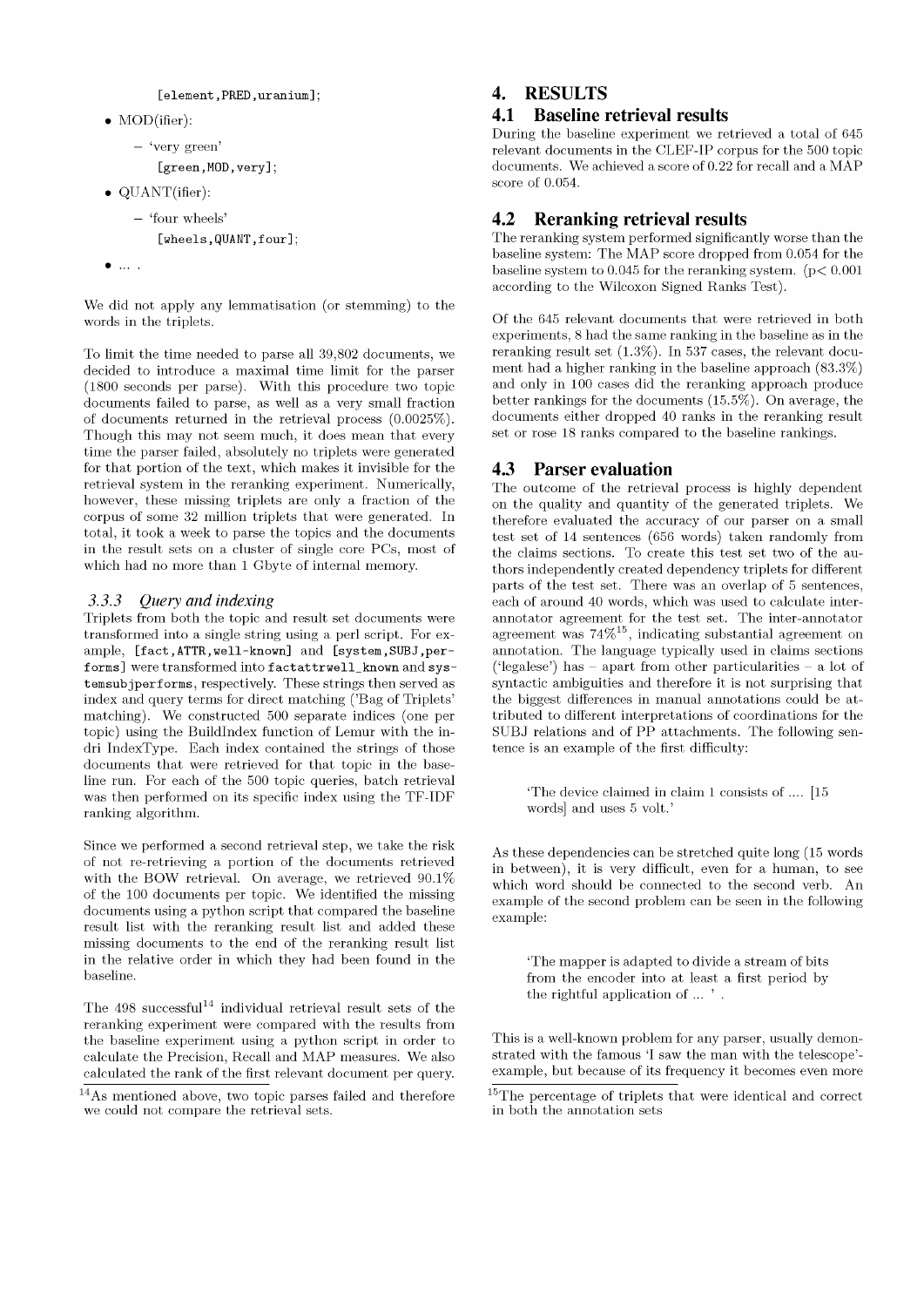[element,PRED,uranium];

- MOD(ifier):
  - 'very green'
    [green,MOD,very];
- QUANT(ifier):
  - 'four wheels'
    [wheels,QUANT,four];
- ... .

We did not apply any lemmatisation (or stemming) to the words in the triplets.

To limit the time needed to parse all 39,802 documents, we decided to introduce a maximal time limit for the parser (1800 seconds per parse). With this procedure two topic documents failed to parse, as well as a very small fraction of documents returned in the retrieval process (0.0025%). Though this may not seem much, it does mean that every time the parser failed, absolutely no triplets were generated for that portion of the text, which makes it invisible for the retrieval system in the reranking experiment. Numerically, however, these missing triplets are only a fraction of the corpus of some 32 million triplets that were generated. In total, it took a week to parse the topics and the documents in the result sets on a cluster of single core PCs, most of which had no more than 1 Gbyte of internal memory.

### 3.3.3 Query and indexing

Triplets from both the topic and result set documents were transformed into a single string using a perl script. For example, **[fact,ATTR,well-known]** and **[system,SUBJ,performs]** were transformed into **factattrwell_known** and **systemsubjperforms**, respectively. These strings then served as index and query terms for direct matching ('Bag of Triplets' matching). We constructed 500 separate indices (one per topic) using the BuildIndex function of Lemur with the indri IndexType. Each index contained the strings of those documents that were retrieved for that topic in the baseline run. For each of the 500 topic queries, batch retrieval was then performed on its specific index using the TF-IDF ranking algorithm.

Since we performed a second retrieval step, we take the risk of not re-retrieving a portion of the documents retrieved with the BOW retrieval. On average, we retrieved 90.1% of the 100 documents per topic. We identified the missing documents using a python script that compared the baseline result list with the reranking result list and added these missing documents to the end of the reranking result list in the relative order in which they had been found in the baseline.

The 498 successful[14] individual retrieval result sets of the reranking experiment were compared with the results from the baseline experiment using a python script in order to calculate the Precision, Recall and MAP measures. We also calculated the rank of the first relevant document per query.

[14] As mentioned above, two topic parses failed and therefore we could not compare the retrieval sets.

## 4. RESULTS

### 4.1 Baseline retrieval results

During the baseline experiment we retrieved a total of 645 relevant documents in the CLEF-IP corpus for the 500 topic documents. We achieved a score of 0.22 for recall and a MAP score of 0.054.

### 4.2 Reranking retrieval results

The reranking system performed significantly worse than the baseline system: The MAP score dropped from 0.054 for the baseline system to 0.045 for the reranking system. ($p < 0.001$ according to the Wilcoxon Signed Ranks Test).

Of the 645 relevant documents that were retrieved in both experiments, 8 had the same ranking in the baseline as in the reranking result set (1.3%). In 537 cases, the relevant document had a higher ranking in the baseline approach (83.3%) and only in 100 cases did the reranking approach produce better rankings for the documents (15.5%). On average, the documents either dropped 40 ranks in the reranking result set or rose 18 ranks compared to the baseline rankings.

### 4.3 Parser evaluation

The outcome of the retrieval process is highly dependent on the quality and quantity of the generated triplets. We therefore evaluated the accuracy of our parser on a small test set of 14 sentences (656 words) taken randomly from the claims sections. To create this test set two of the authors independently created dependency triplets for different parts of the test set. There was an overlap of 5 sentences, each of around 40 words, which was used to calculate inter-annotator agreement for the test set. The inter-annotator agreement was 74%[15], indicating substantial agreement on annotation. The language typically used in claims sections ('legalese') has – apart from other particularities – a lot of syntactic ambiguities and therefore it is not surprising that the biggest differences in manual annotations could be attributed to different interpretations of coordinations for the SUBJ relations and of PP attachments. The following sentence is an example of the first difficulty:

> 'The device claimed in claim 1 consists of .... [15 words] and uses 5 volt.'

As these dependencies can be stretched quite long (15 words in between), it is very difficult, even for a human, to see which word should be connected to the second verb. An example of the second problem can be seen in the following example:

> 'The mapper is adapted to divide a stream of bits from the encoder into at least a first period by the rightful application of ... ' .

This is a well-known problem for any parser, usually demonstrated with the famous 'I saw the man with the telescope'-example, but because of its frequency it becomes even more

[15] The percentage of triplets that were identical and correct in both the annotation sets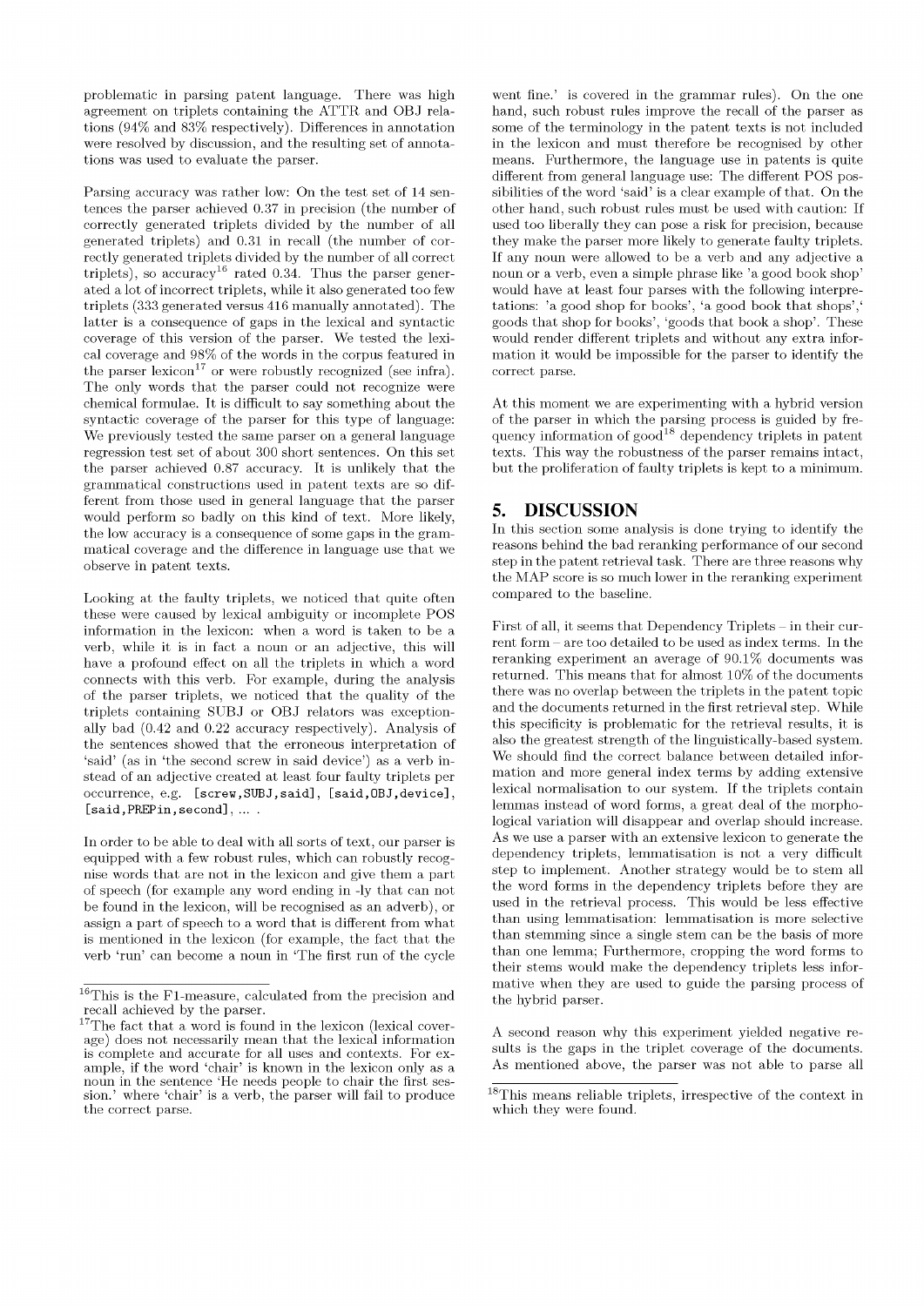problematic in parsing patent language. There was high agreement on triplets containing the ATTR and OBJ relations (94% and 83% respectively). Differences in annotation were resolved by discussion, and the resulting set of annotations was used to evaluate the parser.

Parsing accuracy was rather low: On the test set of 14 sentences the parser achieved 0.37 in precision (the number of correctly generated triplets divided by the number of all generated triplets) and 0.31 in recall (the number of correctly generated triplets divided by the number of all correct triplets), so accuracy[16] rated 0.34. Thus the parser generated a lot of incorrect triplets, while it also generated too few triplets (333 generated versus 416 manually annotated). The latter is a consequence of gaps in the lexical and syntactic coverage of this version of the parser. We tested the lexical coverage and 98% of the words in the corpus featured in the parser lexicon[17] or were robustly recognized (see infra). The only words that the parser could not recognize were chemical formulae. It is difficult to say something about the syntactic coverage of the parser for this type of language: We previously tested the same parser on a general language regression test set of about 300 short sentences. On this set the parser achieved 0.87 accuracy. It is unlikely that the grammatical constructions used in patent texts are so different from those used in general language that the parser would perform so badly on this kind of text. More likely, the low accuracy is a consequence of some gaps in the grammatical coverage and the difference in language use that we observe in patent texts.

Looking at the faulty triplets, we noticed that quite often these were caused by lexical ambiguity or incomplete POS information in the lexicon: when a word is taken to be a verb, while it is in fact a noun or an adjective, this will have a profound effect on all the triplets in which a word connects with this verb. For example, during the analysis of the parser triplets, we noticed that the quality of the triplets containing SUBJ or OBJ relators was exceptionally bad (0.42 and 0.22 accuracy respectively). Analysis of the sentences showed that the erroneous interpretation of 'said' (as in 'the second screw in said device') as a verb instead of an adjective created at least four faulty triplets per occurrence, e.g. `[screw,SUBJ,said]`, `[said,OBJ,device]`, `[said,PREPin,second]`, ... .

In order to be able to deal with all sorts of text, our parser is equipped with a few robust rules, which can robustly recognise words that are not in the lexicon and give them a part of speech (for example any word ending in -ly that can not be found in the lexicon, will be recognised as an adverb), or assign a part of speech to a word that is different from what is mentioned in the lexicon (for example, the fact that the verb 'run' can become a noun in 'The first run of the cycle went fine.' is covered in the grammar rules). On the one hand, such robust rules improve the recall of the parser as some of the terminology in the patent texts is not included in the lexicon and must therefore be recognised by other means. Furthermore, the language use in patents is quite different from general language use: The different POS possibilities of the word 'said' is a clear example of that. On the other hand, such robust rules must be used with caution: If used too liberally they can pose a risk for precision, because they make the parser more likely to generate faulty triplets. If any noun were allowed to be a verb and any adjective a noun or a verb, even a simple phrase like 'a good book shop' would have at least four parses with the following interpretations: 'a good shop for books', 'a good book that shops',' goods that shop for books', 'goods that book a shop'. These would render different triplets and without any extra information it would be impossible for the parser to identify the correct parse.

At this moment we are experimenting with a hybrid version of the parser in which the parsing process is guided by frequency information of good[18] dependency triplets in patent texts. This way the robustness of the parser remains intact, but the proliferation of faulty triplets is kept to a minimum.

## 5. DISCUSSION

In this section some analysis is done trying to identify the reasons behind the bad reranking performance of our second step in the patent retrieval task. There are three reasons why the MAP score is so much lower in the reranking experiment compared to the baseline.

First of all, it seems that Dependency Triplets – in their current form – are too detailed to be used as index terms. In the reranking experiment an average of 90.1% documents was returned. This means that for almost 10% of the documents there was no overlap between the triplets in the patent topic and the documents returned in the first retrieval step. While this specificity is problematic for the retrieval results, it is also the greatest strength of the linguistically-based system. We should find the correct balance between detailed information and more general index terms by adding extensive lexical normalisation to our system. If the triplets contain lemmas instead of word forms, a great deal of the morphological variation will disappear and overlap should increase. As we use a parser with an extensive lexicon to generate the dependency triplets, lemmatisation is not a very difficult step to implement. Another strategy would be to stem all the word forms in the dependency triplets before they are used in the retrieval process. This would be less effective than using lemmatisation: lemmatisation is more selective than stemming since a single stem can be the basis of more than one lemma; Furthermore, cropping the word forms to their stems would make the dependency triplets less informative when they are used to guide the parsing process of the hybrid parser.

A second reason why this experiment yielded negative results is the gaps in the triplet coverage of the documents. As mentioned above, the parser was not able to parse all

[16] This is the F1-measure, calculated from the precision and recall achieved by the parser.

[17] The fact that a word is found in the lexicon (lexical coverage) does not necessarily mean that the lexical information is complete and accurate for all uses and contexts. For example, if the word 'chair' is known in the lexicon only as a noun in the sentence 'He needs people to chair the first session.' where 'chair' is a verb, the parser will fail to produce the correct parse.

[18] This means reliable triplets, irrespective of the context in which they were found.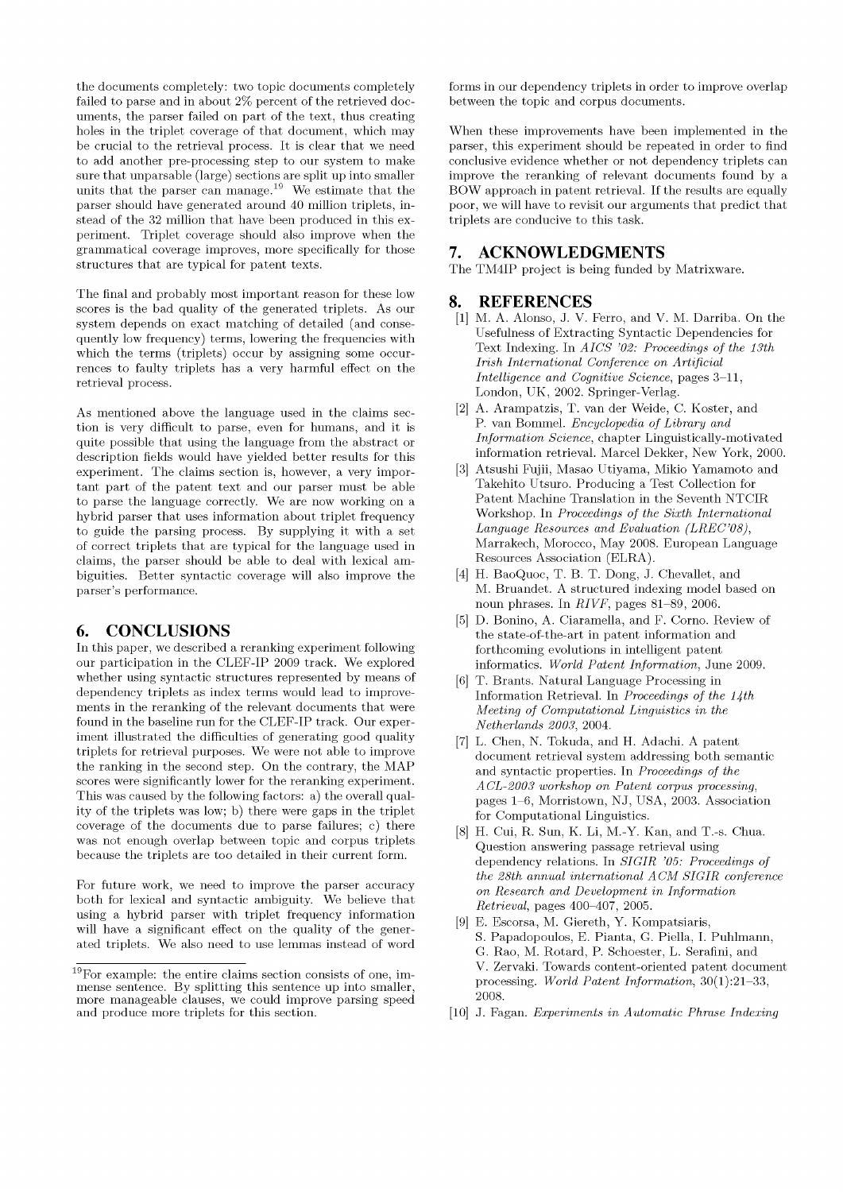the documents completely: two topic documents completely failed to parse and in about 2% percent of the retrieved documents, the parser failed on part of the text, thus creating holes in the triplet coverage of that document, which may be crucial to the retrieval process. It is clear that we need to add another pre-processing step to our system to make sure that unparsable (large) sections are split up into smaller units that the parser can manage.[19] We estimate that the parser should have generated around 40 million triplets, instead of the 32 million that have been produced in this experiment. Triplet coverage should also improve when the grammatical coverage improves, more specifically for those structures that are typical for patent texts.

The final and probably most important reason for these low scores is the bad quality of the generated triplets. As our system depends on exact matching of detailed (and consequently low frequency) terms, lowering the frequencies with which the terms (triplets) occur by assigning some occurrences to faulty triplets has a very harmful effect on the retrieval process.

As mentioned above the language used in the claims section is very difficult to parse, even for humans, and it is quite possible that using the language from the abstract or description fields would have yielded better results for this experiment. The claims section is, however, a very important part of the patent text and our parser must be able to parse the language correctly. We are now working on a hybrid parser that uses information about triplet frequency to guide the parsing process. By supplying it with a set of correct triplets that are typical for the language used in claims, the parser should be able to deal with lexical ambiguities. Better syntactic coverage will also improve the parser's performance.

## 6. CONCLUSIONS

In this paper, we described a reranking experiment following our participation in the CLEF-IP 2009 track. We explored whether using syntactic structures represented by means of dependency triplets as index terms would lead to improvements in the reranking of the relevant documents that were found in the baseline run for the CLEF-IP track. Our experiment illustrated the difficulties of generating good quality triplets for retrieval purposes. We were not able to improve the ranking in the second step. On the contrary, the MAP scores were significantly lower for the reranking experiment. This was caused by the following factors: a) the overall quality of the triplets was low; b) there were gaps in the triplet coverage of the documents due to parse failures; c) there was not enough overlap between topic and corpus triplets because the triplets are too detailed in their current form.

For future work, we need to improve the parser accuracy both for lexical and syntactic ambiguity. We believe that using a hybrid parser with triplet frequency information will have a significant effect on the quality of the generated triplets. We also need to use lemmas instead of word forms in our dependency triplets in order to improve overlap between the topic and corpus documents.

When these improvements have been implemented in the parser, this experiment should be repeated in order to find conclusive evidence whether or not dependency triplets can improve the reranking of relevant documents found by a BOW approach in patent retrieval. If the results are equally poor, we will have to revisit our arguments that predict that triplets are conducive to this task.

[19] For example: the entire claims section consists of one, immense sentence. By splitting this sentence up into smaller, more manageable clauses, we could improve parsing speed and produce more triplets for this section.

## 7. ACKNOWLEDGMENTS

The TM4IP project is being funded by Matrixware.

## 8. REFERENCES

[1] M. A. Alonso, J. V. Ferro, and V. M. Darriba. On the Usefulness of Extracting Syntactic Dependencies for Text Indexing. In *AICS '02: Proceedings of the 13th Irish International Conference on Artificial Intelligence and Cognitive Science*, pages 3–11, London, UK, 2002. Springer-Verlag.

[2] A. Arampatzis, T. van der Weide, C. Koster, and P. van Bommel. *Encyclopedia of Library and Information Science*, chapter Linguistically-motivated information retrieval. Marcel Dekker, New York, 2000.

[3] Atsushi Fujii, Masao Utiyama, Mikio Yamamoto and Takehito Utsuro. Producing a Test Collection for Patent Machine Translation in the Seventh NTCIR Workshop. In *Proceedings of the Sixth International Language Resources and Evaluation (LREC'08)*, Marrakech, Morocco, May 2008. European Language Resources Association (ELRA).

[4] H. BaoQuoc, T. B. T. Dong, J. Chevallet, and M. Bruandet. A structured indexing model based on noun phrases. In *RIVF*, pages 81–89, 2006.

[5] D. Bonino, A. Ciaramella, and F. Corno. Review of the state-of-the-art in patent information and forthcoming evolutions in intelligent patent informatics. *World Patent Information*, June 2009.

[6] T. Brants. Natural Language Processing in Information Retrieval. In *Proceedings of the 14th Meeting of Computational Linguistics in the Netherlands 2003*, 2004.

[7] L. Chen, N. Tokuda, and H. Adachi. A patent document retrieval system addressing both semantic and syntactic properties. In *Proceedings of the ACL-2003 workshop on Patent corpus processing*, pages 1–6, Morristown, NJ, USA, 2003. Association for Computational Linguistics.

[8] H. Cui, R. Sun, K. Li, M.-Y. Kan, and T.-s. Chua. Question answering passage retrieval using dependency relations. In *SIGIR '05: Proceedings of the 28th annual international ACM SIGIR conference on Research and Development in Information Retrieval*, pages 400–407, 2005.

[9] E. Escorsa, M. Giereth, Y. Kompatsiaris, S. Papadopoulos, E. Pianta, G. Piella, I. Puhlmann, G. Rao, M. Rotard, P. Schoester, L. Serafini, and V. Zervaki. Towards content-oriented patent document processing. *World Patent Information*, 30(1):21–33, 2008.

[10] J. Fagan. *Experiments in Automatic Phrase Indexing*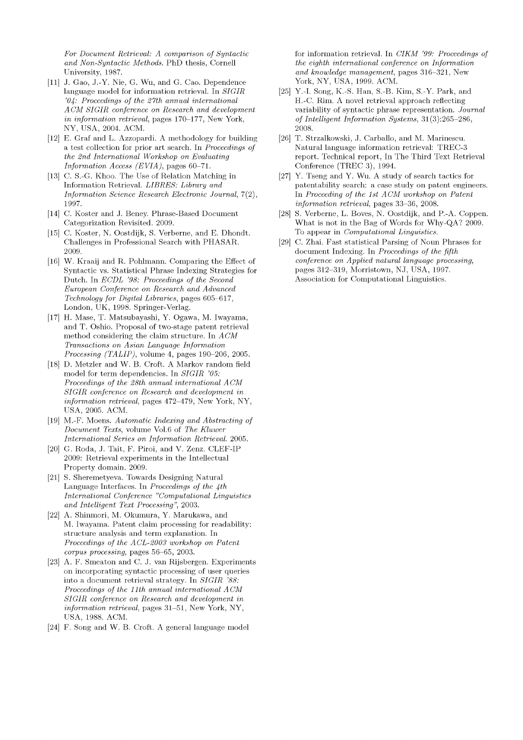*For Document Retrieval: A comparison of Syntactic and Non-Syntactic Methods.* PhD thesis, Cornell University, 1987.

[11] J. Gao, J.-Y. Nie, G. Wu, and G. Cao. Dependence language model for information retrieval. In *SIGIR '04: Proceedings of the 27th annual international ACM SIGIR conference on Research and development in information retrieval*, pages 170–177, New York, NY, USA, 2004. ACM.

[12] E. Graf and L. Azzopardi. A methodology for building a test collection for prior art search. In *Proceedings of the 2nd International Workshop on Evaluating Information Access (EVIA)*, pages 60–71.

[13] C. S.-G. Khoo. The Use of Relation Matching in Information Retrieval. *LIBRES: Library and Information Science Research Electronic Journal*, 7(2), 1997.

[14] C. Koster and J. Beney. Phrase-Based Document Categorization Revisited. 2009.

[15] C. Koster, N. Oostdijk, S. Verberne, and E. Dhondt. Challenges in Professional Search with PHASAR. 2009.

[16] W. Kraaij and R. Pohlmann. Comparing the Effect of Syntactic vs. Statistical Phrase Indexing Strategies for Dutch. In *ECDL '98: Proceedings of the Second European Conference on Research and Advanced Technology for Digital Libraries*, pages 605–617, London, UK, 1998. Springer-Verlag.

[17] H. Mase, T. Matsubayashi, Y. Ogawa, M. Iwayama, and T. Oshio. Proposal of two-stage patent retrieval method considering the claim structure. In *ACM Transactions on Asian Language Information Processing (TALIP)*, volume 4, pages 190–206, 2005.

[18] D. Metzler and W. B. Croft. A Markov random field model for term dependencies. In *SIGIR '05: Proceedings of the 28th annual international ACM SIGIR conference on Research and development in information retrieval*, pages 472–479, New York, NY, USA, 2005. ACM.

[19] M.-F. Moens. *Automatic Indexing and Abstracting of Document Texts*, volume Vol.6 of *The Kluwer International Series on Information Retrieval*. 2005.

[20] G. Roda, J. Tait, F. Piroi, and V. Zenz. CLEF-IP 2009: Retrieval experiments in the Intellectual Property domain. 2009.

[21] S. Sheremetyeva. Towards Designing Natural Language Interfaces. In *Proceedings of the 4th International Conference "Computational Linguistics and Intelligent Text Processing"*, 2003.

[22] A. Shinmori, M. Okumura, Y. Marukawa, and M. Iwayama. Patent claim processing for readability: structure analysis and term explanation. In *Proceedings of the ACL-2003 workshop on Patent corpus processing*, pages 56–65, 2003.

[23] A. F. Smeaton and C. J. van Rijsbergen. Experiments on incorporating syntactic processing of user queries into a document retrieval strategy. In *SIGIR '88: Proceedings of the 11th annual international ACM SIGIR conference on Research and development in information retrieval*, pages 31–51, New York, NY, USA, 1988. ACM.

[24] F. Song and W. B. Croft. A general language model for information retrieval. In *CIKM '99: Proceedings of the eighth international conference on Information and knowledge management*, pages 316–321, New York, NY, USA, 1999. ACM.

[25] Y.-I. Song, K.-S. Han, S.-B. Kim, S.-Y. Park, and H.-C. Rim. A novel retrieval approach reflecting variability of syntactic phrase representation. *Journal of Intelligent Information Systems*, 31(3):265–286, 2008.

[26] T. Strzalkowski, J. Carballo, and M. Marinescu. Natural language information retrieval: TREC-3 report. Technical report, In The Third Text Retrieval Conference (TREC 3), 1994.

[27] Y. Tseng and Y. Wu. A study of search tactics for patentability search: a case study on patent engineers. In *Proceeding of the 1st ACM workshop on Patent information retrieval*, pages 33–36, 2008.

[28] S. Verberne, L. Boves, N. Oostdijk, and P.-A. Coppen. What is not in the Bag of Words for Why-QA? 2009. To appear in *Computational Linguistics*.

[29] C. Zhai. Fast statistical Parsing of Noun Phrases for document Indexing. In *Proceedings of the fifth conference on Applied natural language processing*, pages 312–319, Morristown, NJ, USA, 1997. Association for Computational Linguistics.